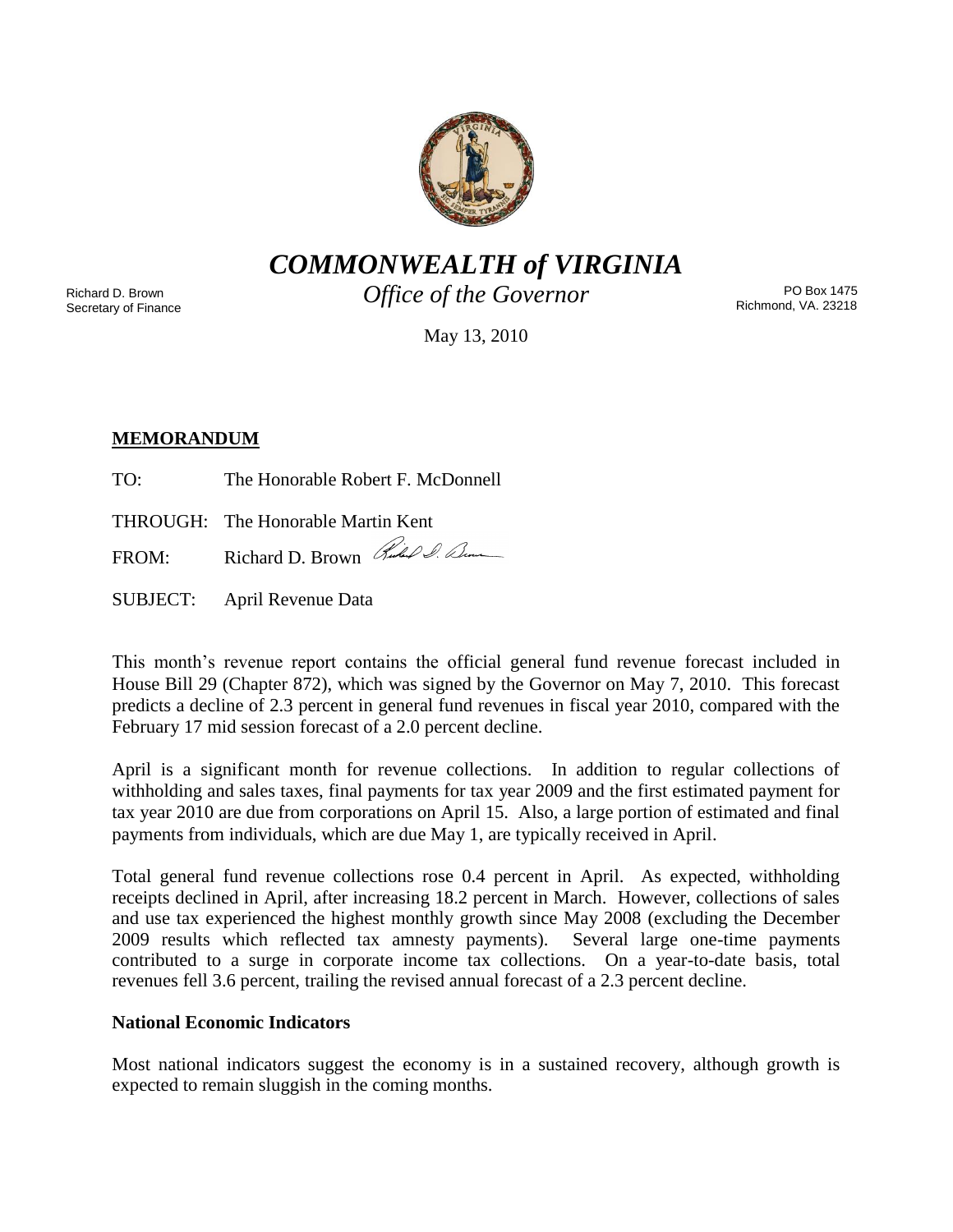# *COMMONWEALTH of VIRGINIA*

*Office of the Governor*

Richard D. Brown
Secretary of Finance

PO Box 1475
Richmond, VA. 23218

May 13, 2010

**MEMORANDUM**

TO: The Honorable Robert F. McDonnell

THROUGH: The Honorable Martin Kent

FROM: Richard D. Brown

SUBJECT: April Revenue Data

This month's revenue report contains the official general fund revenue forecast included in House Bill 29 (Chapter 872), which was signed by the Governor on May 7, 2010. This forecast predicts a decline of 2.3 percent in general fund revenues in fiscal year 2010, compared with the February 17 mid session forecast of a 2.0 percent decline.

April is a significant month for revenue collections. In addition to regular collections of withholding and sales taxes, final payments for tax year 2009 and the first estimated payment for tax year 2010 are due from corporations on April 15. Also, a large portion of estimated and final payments from individuals, which are due May 1, are typically received in April.

Total general fund revenue collections rose 0.4 percent in April. As expected, withholding receipts declined in April, after increasing 18.2 percent in March. However, collections of sales and use tax experienced the highest monthly growth since May 2008 (excluding the December 2009 results which reflected tax amnesty payments). Several large one-time payments contributed to a surge in corporate income tax collections. On a year-to-date basis, total revenues fell 3.6 percent, trailing the revised annual forecast of a 2.3 percent decline.

**National Economic Indicators**

Most national indicators suggest the economy is in a sustained recovery, although growth is expected to remain sluggish in the coming months.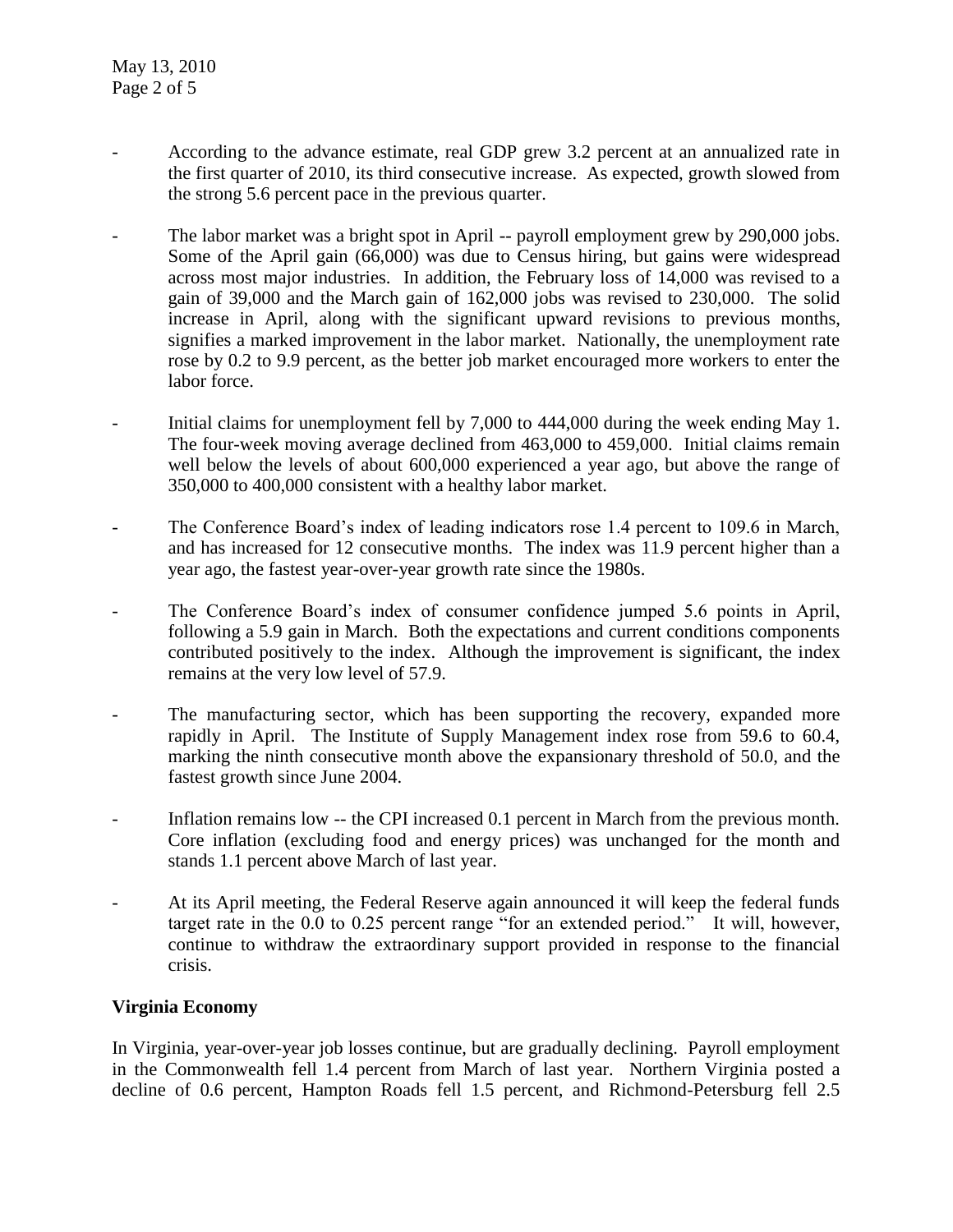- According to the advance estimate, real GDP grew 3.2 percent at an annualized rate in the first quarter of 2010, its third consecutive increase. As expected, growth slowed from the strong 5.6 percent pace in the previous quarter.

- The labor market was a bright spot in April -- payroll employment grew by 290,000 jobs. Some of the April gain (66,000) was due to Census hiring, but gains were widespread across most major industries. In addition, the February loss of 14,000 was revised to a gain of 39,000 and the March gain of 162,000 jobs was revised to 230,000. The solid increase in April, along with the significant upward revisions to previous months, signifies a marked improvement in the labor market. Nationally, the unemployment rate rose by 0.2 to 9.9 percent, as the better job market encouraged more workers to enter the labor force.

- Initial claims for unemployment fell by 7,000 to 444,000 during the week ending May 1. The four-week moving average declined from 463,000 to 459,000. Initial claims remain well below the levels of about 600,000 experienced a year ago, but above the range of 350,000 to 400,000 consistent with a healthy labor market.

- The Conference Board's index of leading indicators rose 1.4 percent to 109.6 in March, and has increased for 12 consecutive months. The index was 11.9 percent higher than a year ago, the fastest year-over-year growth rate since the 1980s.

- The Conference Board's index of consumer confidence jumped 5.6 points in April, following a 5.9 gain in March. Both the expectations and current conditions components contributed positively to the index. Although the improvement is significant, the index remains at the very low level of 57.9.

- The manufacturing sector, which has been supporting the recovery, expanded more rapidly in April. The Institute of Supply Management index rose from 59.6 to 60.4, marking the ninth consecutive month above the expansionary threshold of 50.0, and the fastest growth since June 2004.

- Inflation remains low -- the CPI increased 0.1 percent in March from the previous month. Core inflation (excluding food and energy prices) was unchanged for the month and stands 1.1 percent above March of last year.

- At its April meeting, the Federal Reserve again announced it will keep the federal funds target rate in the 0.0 to 0.25 percent range "for an extended period." It will, however, continue to withdraw the extraordinary support provided in response to the financial crisis.

**Virginia Economy**

In Virginia, year-over-year job losses continue, but are gradually declining. Payroll employment in the Commonwealth fell 1.4 percent from March of last year. Northern Virginia posted a decline of 0.6 percent, Hampton Roads fell 1.5 percent, and Richmond-Petersburg fell 2.5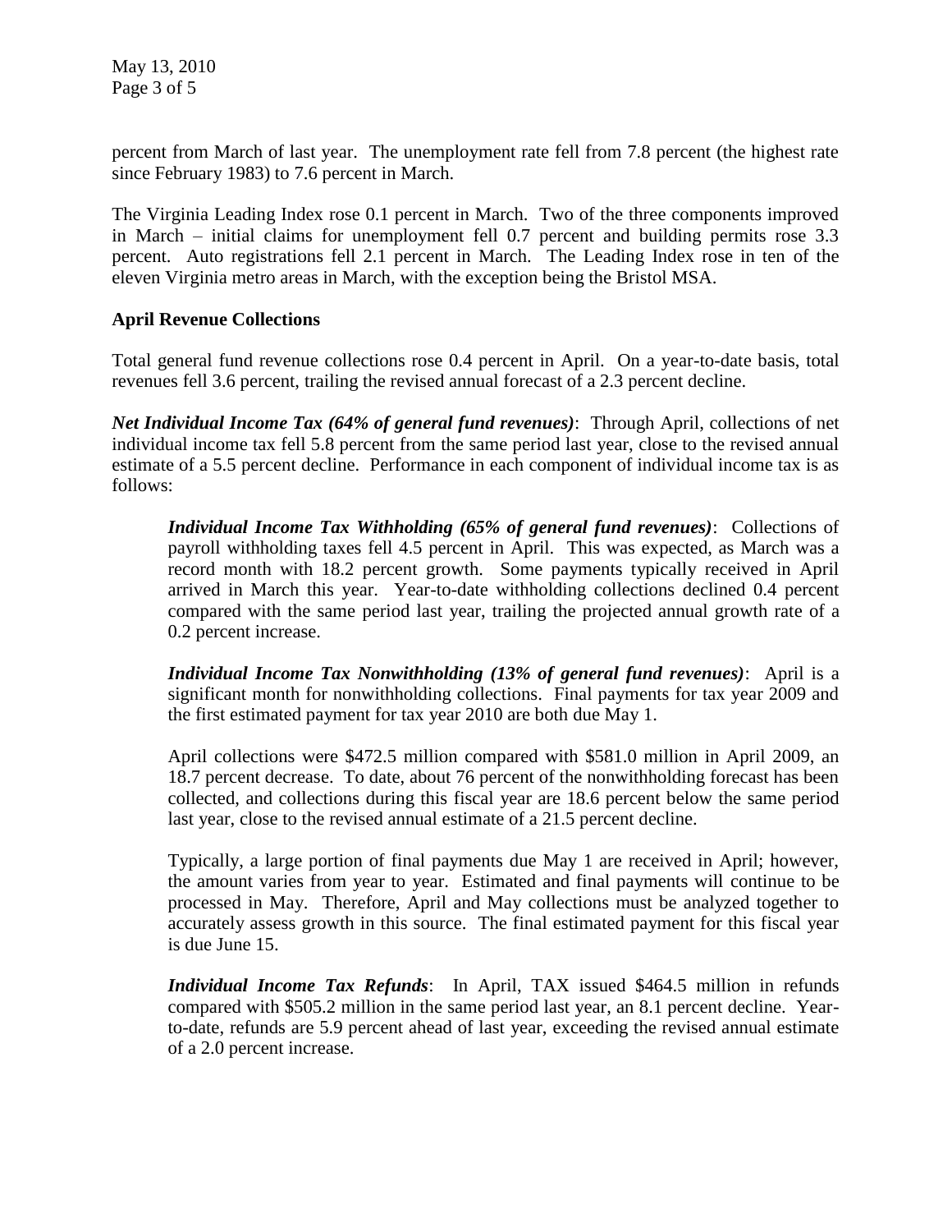percent from March of last year. The unemployment rate fell from 7.8 percent (the highest rate since February 1983) to 7.6 percent in March.

The Virginia Leading Index rose 0.1 percent in March. Two of the three components improved in March – initial claims for unemployment fell 0.7 percent and building permits rose 3.3 percent. Auto registrations fell 2.1 percent in March. The Leading Index rose in ten of the eleven Virginia metro areas in March, with the exception being the Bristol MSA.

**April Revenue Collections**

Total general fund revenue collections rose 0.4 percent in April. On a year-to-date basis, total revenues fell 3.6 percent, trailing the revised annual forecast of a 2.3 percent decline.

***Net Individual Income Tax (64% of general fund revenues)***: Through April, collections of net individual income tax fell 5.8 percent from the same period last year, close to the revised annual estimate of a 5.5 percent decline. Performance in each component of individual income tax is as follows:

> ***Individual Income Tax Withholding (65% of general fund revenues)***: Collections of payroll withholding taxes fell 4.5 percent in April. This was expected, as March was a record month with 18.2 percent growth. Some payments typically received in April arrived in March this year. Year-to-date withholding collections declined 0.4 percent compared with the same period last year, trailing the projected annual growth rate of a 0.2 percent increase.
>
> ***Individual Income Tax Nonwithholding (13% of general fund revenues)***: April is a significant month for nonwithholding collections. Final payments for tax year 2009 and the first estimated payment for tax year 2010 are both due May 1.
>
> April collections were $472.5 million compared with $581.0 million in April 2009, an 18.7 percent decrease. To date, about 76 percent of the nonwithholding forecast has been collected, and collections during this fiscal year are 18.6 percent below the same period last year, close to the revised annual estimate of a 21.5 percent decline.
>
> Typically, a large portion of final payments due May 1 are received in April; however, the amount varies from year to year. Estimated and final payments will continue to be processed in May. Therefore, April and May collections must be analyzed together to accurately assess growth in this source. The final estimated payment for this fiscal year is due June 15.
>
> ***Individual Income Tax Refunds***: In April, TAX issued $464.5 million in refunds compared with $505.2 million in the same period last year, an 8.1 percent decline. Year-to-date, refunds are 5.9 percent ahead of last year, exceeding the revised annual estimate of a 2.0 percent increase.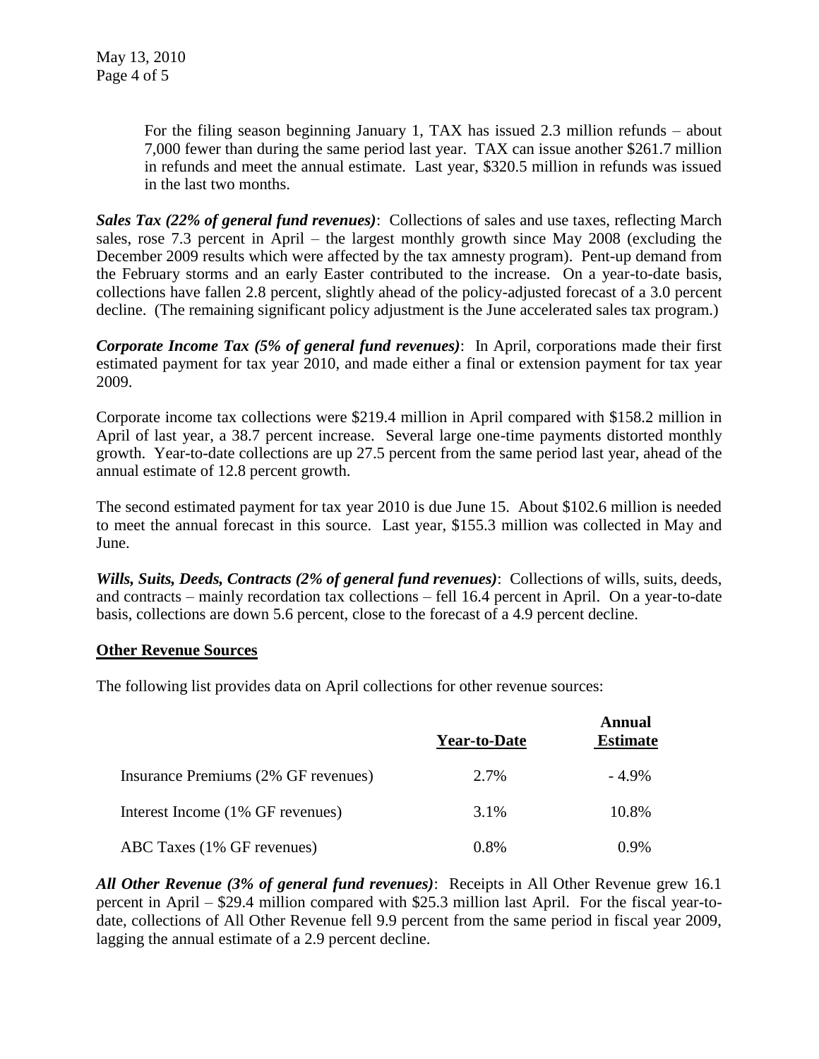For the filing season beginning January 1, TAX has issued 2.3 million refunds – about 7,000 fewer than during the same period last year. TAX can issue another $261.7 million in refunds and meet the annual estimate. Last year, $320.5 million in refunds was issued in the last two months.

***Sales Tax (22% of general fund revenues)***: Collections of sales and use taxes, reflecting March sales, rose 7.3 percent in April – the largest monthly growth since May 2008 (excluding the December 2009 results which were affected by the tax amnesty program). Pent-up demand from the February storms and an early Easter contributed to the increase. On a year-to-date basis, collections have fallen 2.8 percent, slightly ahead of the policy-adjusted forecast of a 3.0 percent decline. (The remaining significant policy adjustment is the June accelerated sales tax program.)

***Corporate Income Tax (5% of general fund revenues)***: In April, corporations made their first estimated payment for tax year 2010, and made either a final or extension payment for tax year 2009.

Corporate income tax collections were $219.4 million in April compared with $158.2 million in April of last year, a 38.7 percent increase. Several large one-time payments distorted monthly growth. Year-to-date collections are up 27.5 percent from the same period last year, ahead of the annual estimate of 12.8 percent growth.

The second estimated payment for tax year 2010 is due June 15. About $102.6 million is needed to meet the annual forecast in this source. Last year, $155.3 million was collected in May and June.

***Wills, Suits, Deeds, Contracts (2% of general fund revenues)***: Collections of wills, suits, deeds, and contracts – mainly recordation tax collections – fell 16.4 percent in April. On a year-to-date basis, collections are down 5.6 percent, close to the forecast of a 4.9 percent decline.

## Other Revenue Sources

The following list provides data on April collections for other revenue sources:

| | **Year-to-Date** | **Annual Estimate** |
|---|---|---|
| Insurance Premiums (2% GF revenues) | 2.7% | - 4.9% |
| Interest Income (1% GF revenues) | 3.1% | 10.8% |
| ABC Taxes (1% GF revenues) | 0.8% | 0.9% |

***All Other Revenue (3% of general fund revenues)***: Receipts in All Other Revenue grew 16.1 percent in April – $29.4 million compared with $25.3 million last April. For the fiscal year-to-date, collections of All Other Revenue fell 9.9 percent from the same period in fiscal year 2009, lagging the annual estimate of a 2.9 percent decline.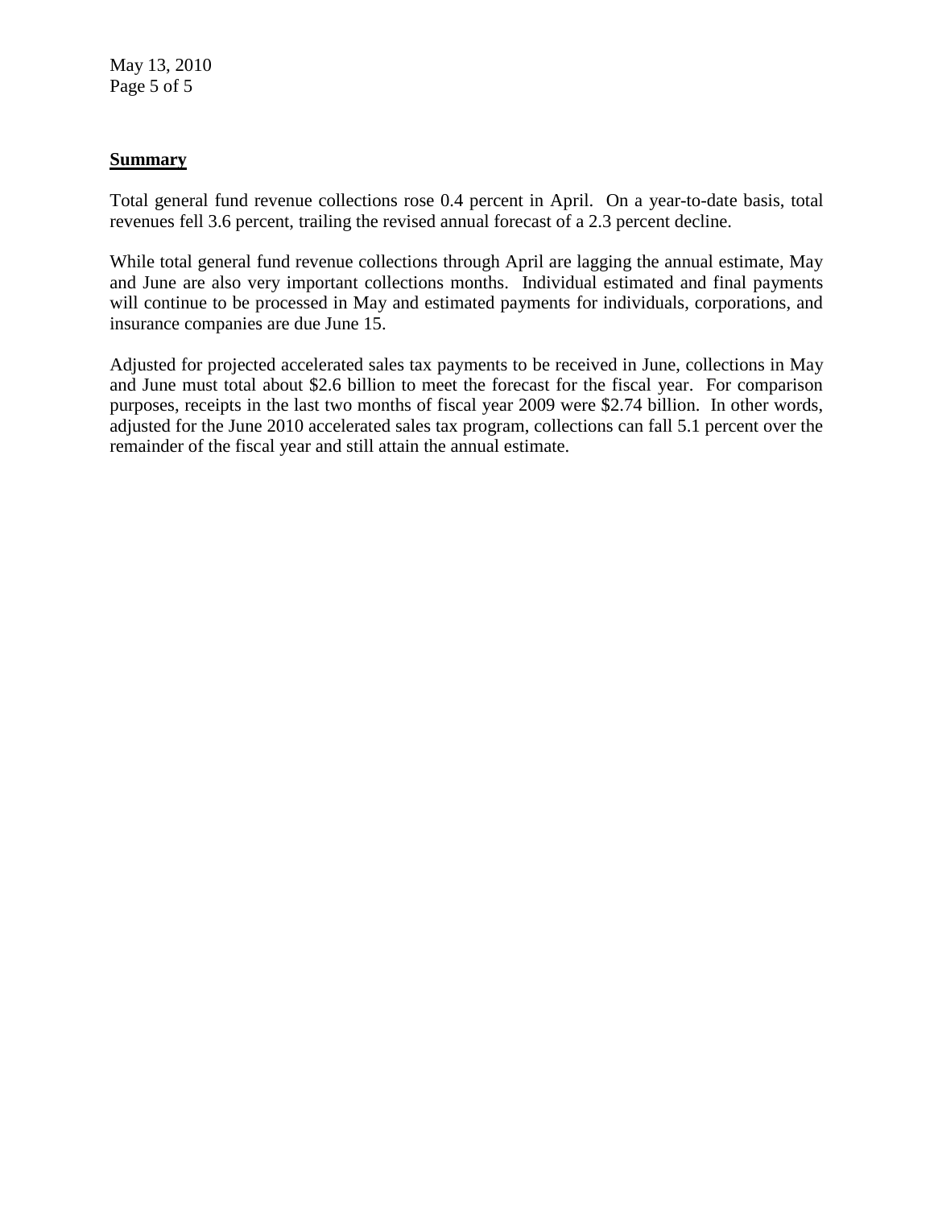## Summary

Total general fund revenue collections rose 0.4 percent in April. On a year-to-date basis, total revenues fell 3.6 percent, trailing the revised annual forecast of a 2.3 percent decline.

While total general fund revenue collections through April are lagging the annual estimate, May and June are also very important collections months. Individual estimated and final payments will continue to be processed in May and estimated payments for individuals, corporations, and insurance companies are due June 15.

Adjusted for projected accelerated sales tax payments to be received in June, collections in May and June must total about $2.6 billion to meet the forecast for the fiscal year. For comparison purposes, receipts in the last two months of fiscal year 2009 were $2.74 billion. In other words, adjusted for the June 2010 accelerated sales tax program, collections can fall 5.1 percent over the remainder of the fiscal year and still attain the annual estimate.